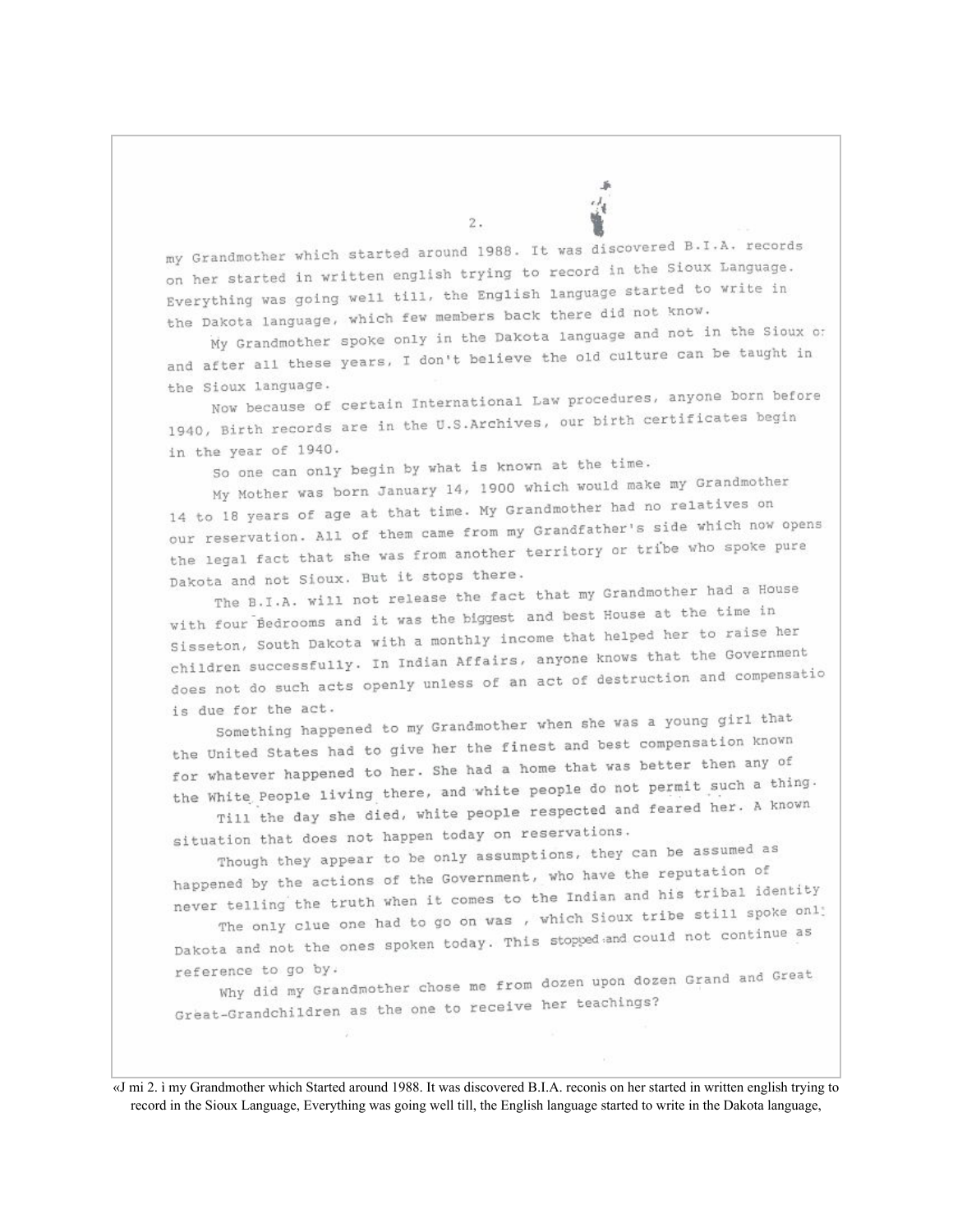my Grandmother which started around 1988. It was discovered B.I.A. records on her started in written english trying to record in the Sioux Language. Everything was going well till, the English language started to write in the Dakota language, which few members back there did not know.

My Grandmother spoke only in the Dakota language and not in the Sioux o: and after all these years, I don't believe the old culture can be taught in the Sioux language.

Now because of certain International Law procedures, anyone born before 1940, Birth records are in the U.S.Archives, our birth certificates begin in the year of 1940.

So one can only begin by what is known at the time.

My Mother was born January 14, 1900 which would make my Grandmother 14 to 18 years of age at that time. My Grandmother had no relatives on our reservation. All of them came from my Grandfather's side which now opens the legal fact that she was from another territory or tribe who spoke pure Dakota and not Sioux. But it stops there.

The B.I.A. will not release the fact that my Grandmother had a House with four Bedrooms and it was the biggest and best House at the time in Sisseton, South Dakota with a monthly income that helped her to raise her children successfully. In Indian Affairs, anyone knows that the Government does not do such acts openly unless of an act of destruction and compensatio is due for the act.

Something happened to my Grandmother when she was a young girl that the United States had to give her the finest and best compensation known for whatever happened to her. She had a home that was better then any of the White People living there, and white people do not permit such a thing.

Till the day she died, white people respected and feared her. A known situation that does not happen today on reservations.

Though they appear to be only assumptions, they can be assumed as happened by the actions of the Government, who have the reputation of never telling the truth when it comes to the Indian and his tribal identity

The only clue one had to go on was , which Sioux tribe still spoke onl: Dakota and not the ones spoken today. This stopped and could not continue as reference to go by.

Why did my Grandmother chose me from dozen upon dozen Grand and Great Great-Grandchildren as the one to receive her teachings?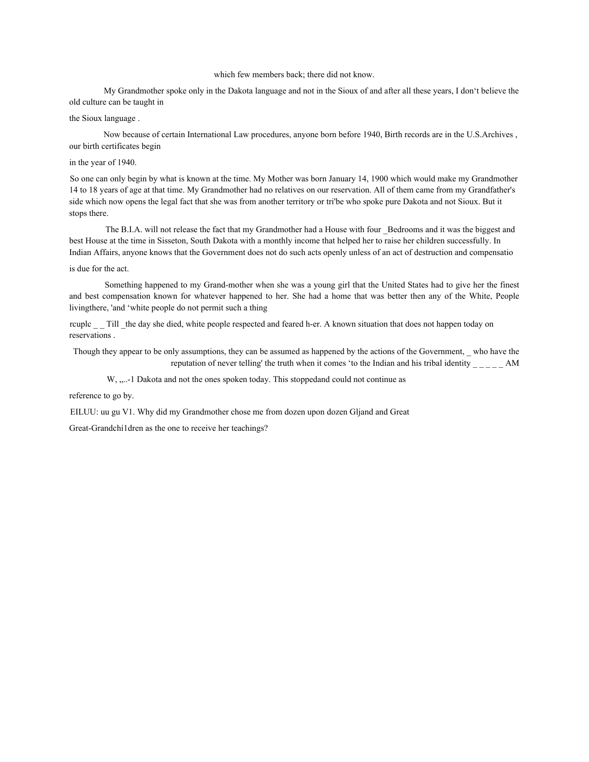which few members back; there did not know.

My Grandmother spoke only in the Dakota language and not in the Sioux of and after all these years, I don't believe the old culture can be taught in

the Sioux language .

Now because of certain International Law procedures, anyone born before 1940, Birth records are in the U.S.Archives , our birth certificates begin

in the year of 1940.

So one can only begin by what is known at the time. My Mother was born January 14, 1900 which would make my Grandmother 14 to 18 years of age at that time. My Grandmother had no relatives on our reservation. All of them came from my Grandfather's side which now opens the legal fact that she was from another territory or tri'be who spoke pure Dakota and not Sioux. But it stops there.

The B.I.A. will not release the fact that my Grandmother had a House with four _Bedrooms and it was the biggest and best House at the time in Sisseton, South Dakota with a monthly income that helped her to raise her children successfully. In Indian Affairs, anyone knows that the Government does not do such acts openly unless of an act of destruction and compensatio

is due for the act.

Something happened to my Grand-mother when she was a young girl that the United States had to give her the finest and best compensation known for whatever happened to her. She had a home that was better then any of the White, People livingthere, 'and 'white people do not permit such a thing

rcuplc _ _ Till _the day she died, white people respected and feared h-er. A known situation that does not happen today on reservations .

Though they appear to be only assumptions, they can be assumed as happened by the actions of the Government, _ who have the reputation of never telling' the truth when it comes 'to the Indian and his tribal identity _ _ _ _ _ AM

W, „..-1 Dakota and not the ones spoken today. This stoppedand could not continue as

reference to go by.

EILUU: uu gu V1. Why did my Grandmother chose me from dozen upon dozen Gljand and Great

Great-Grandchí1dren as the one to receive her teachings?